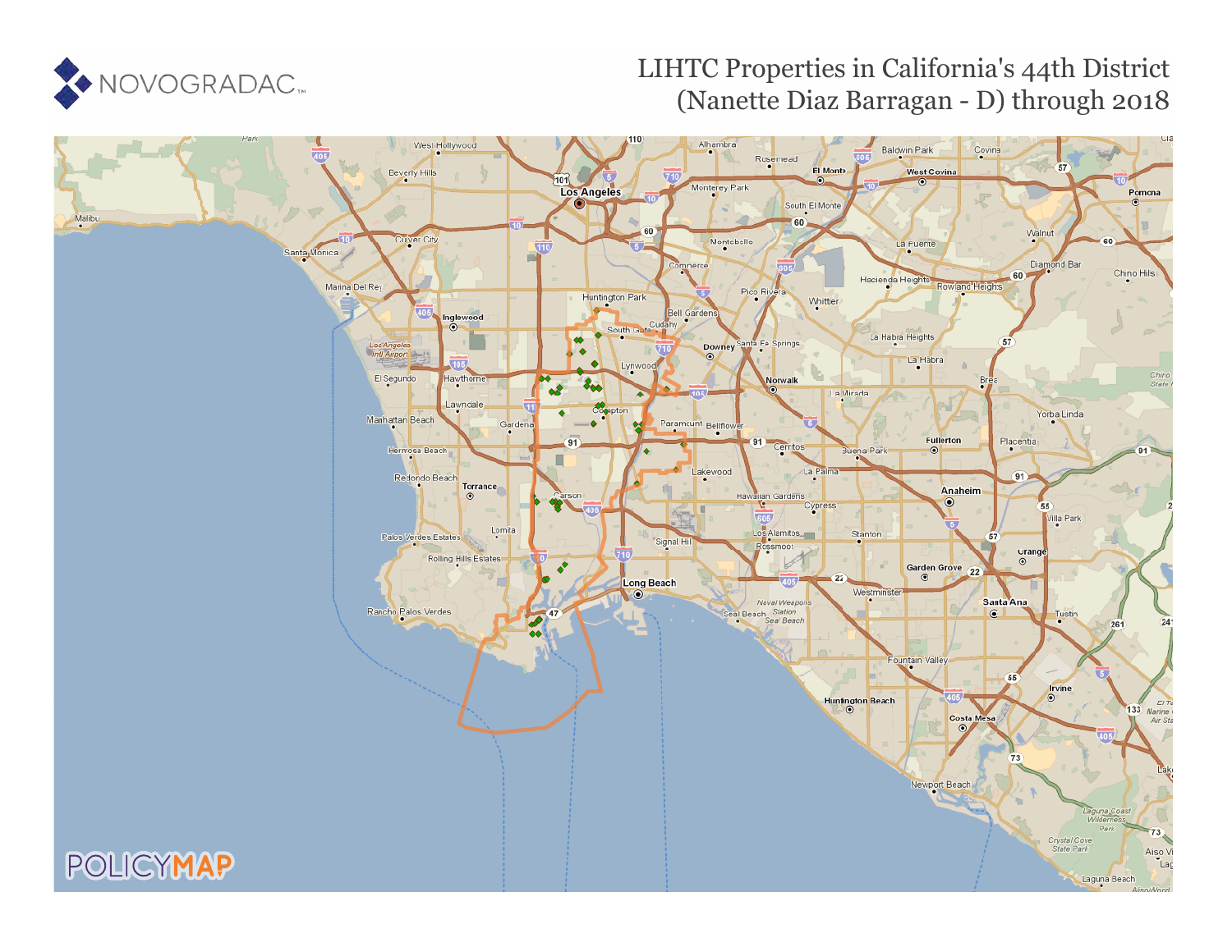# LHTC Properties in California's 44th District (Nanette Diaz Barragan - D) through 2018

# LIHTC Properties in California's 44th District (Nanette Diaz Barragan - D) through 2018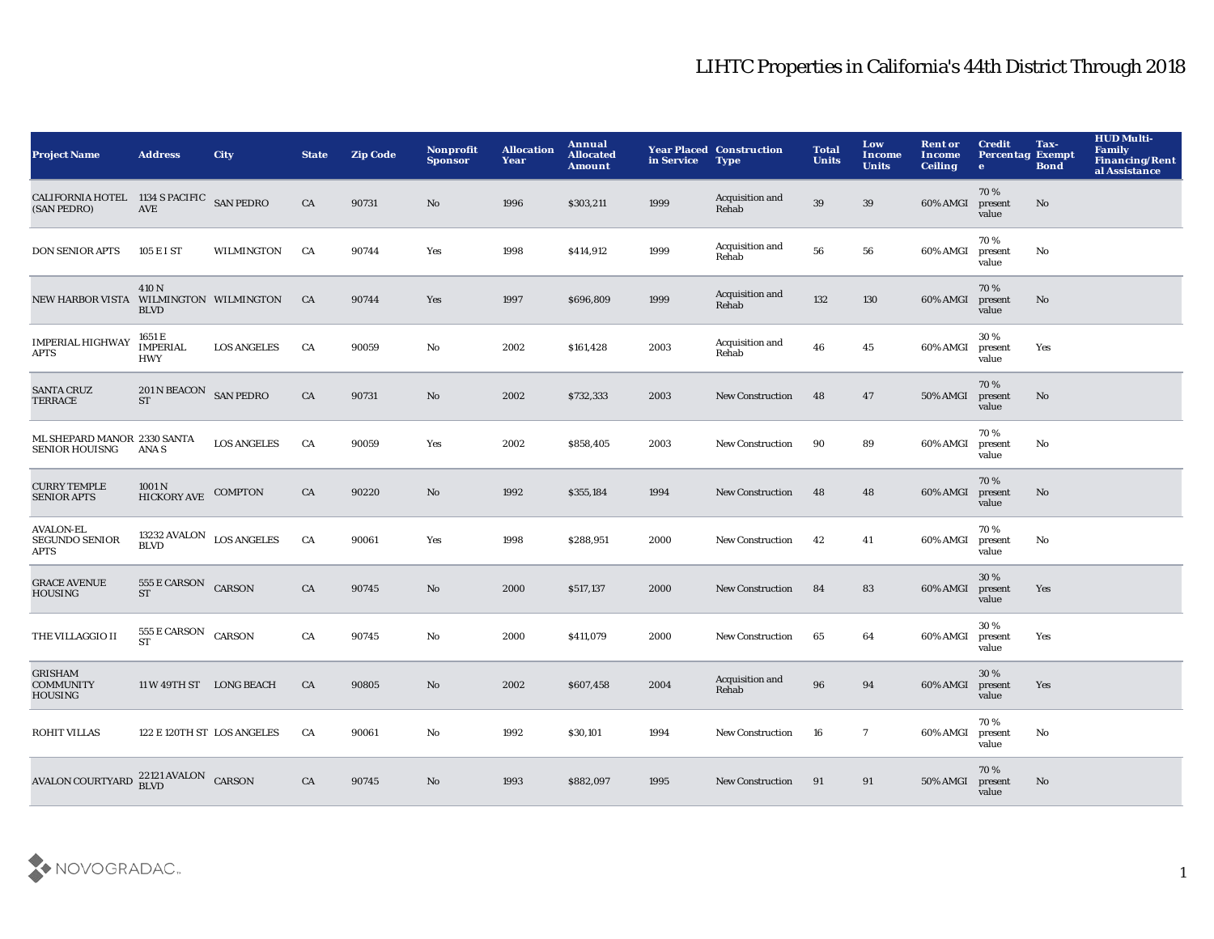# LIHTC Properties in California's 44th District Through 2018

| Project Name | Address | City | State | Zip Code | Nonprofit Sponsor | Allocation Year | Annual Allocated Amount | Year Placed in Service | Construction Type | Total Units | Low Income Units | Rent or Income Ceiling | Credit Percentage | Tax-Exempt Bond | HUD Multi-Family Financing/Rental Assistance |
|---|---|---|---|---|---|---|---|---|---|---|---|---|---|---|---|
| CALIFORNIA HOTEL (SAN PEDRO) | 1134 S PACIFIC AVE | SAN PEDRO | CA | 90731 | No | 1996 | $303,211 | 1999 | Acquisition and Rehab | 39 | 39 | 60% AMGI | 70 % present value | No | |
| DON SENIOR APTS | 105 E I ST | WILMINGTON | CA | 90744 | Yes | 1998 | $414,912 | 1999 | Acquisition and Rehab | 56 | 56 | 60% AMGI | 70 % present value | No | |
| NEW HARBOR VISTA | 410 N WILMINGTON BLVD | WILMINGTON | CA | 90744 | Yes | 1997 | $696,809 | 1999 | Acquisition and Rehab | 132 | 130 | 60% AMGI | 70 % present value | No | |
| IMPERIAL HIGHWAY APTS | 1651 E IMPERIAL HWY | LOS ANGELES | CA | 90059 | No | 2002 | $161,428 | 2003 | Acquisition and Rehab | 46 | 45 | 60% AMGI | 30 % present value | Yes | |
| SANTA CRUZ TERRACE | 201 N BEACON ST | SAN PEDRO | CA | 90731 | No | 2002 | $732,333 | 2003 | New Construction | 48 | 47 | 50% AMGI | 70 % present value | No | |
| ML SHEPARD MANOR SENIOR HOUISNG | 2330 SANTA ANA S | LOS ANGELES | CA | 90059 | Yes | 2002 | $858,405 | 2003 | New Construction | 90 | 89 | 60% AMGI | 70 % present value | No | |
| CURRY TEMPLE SENIOR APTS | 1001 N HICKORY AVE | COMPTON | CA | 90220 | No | 1992 | $355,184 | 1994 | New Construction | 48 | 48 | 60% AMGI | 70 % present value | No | |
| AVALON-EL SEGUNDO SENIOR APTS | 13232 AVALON BLVD | LOS ANGELES | CA | 90061 | Yes | 1998 | $288,951 | 2000 | New Construction | 42 | 41 | 60% AMGI | 70 % present value | No | |
| GRACE AVENUE HOUSING | 555 E CARSON ST | CARSON | CA | 90745 | No | 2000 | $517,137 | 2000 | New Construction | 84 | 83 | 60% AMGI | 30 % present value | Yes | |
| THE VILLAGGIO II | 555 E CARSON ST | CARSON | CA | 90745 | No | 2000 | $411,079 | 2000 | New Construction | 65 | 64 | 60% AMGI | 30 % present value | Yes | |
| GRISHAM COMMUNITY HOUSING | 11 W 49TH ST | LONG BEACH | CA | 90805 | No | 2002 | $607,458 | 2004 | Acquisition and Rehab | 96 | 94 | 60% AMGI | 30 % present value | Yes | |
| ROHIT VILLAS | 122 E 120TH ST | LOS ANGELES | CA | 90061 | No | 1992 | $30,101 | 1994 | New Construction | 16 | 7 | 60% AMGI | 70 % present value | No | |
| AVALON COURTYARD | 22121 AVALON BLVD | CARSON | CA | 90745 | No | 1993 | $882,097 | 1995 | New Construction | 91 | 91 | 50% AMGI | 70 % present value | No | |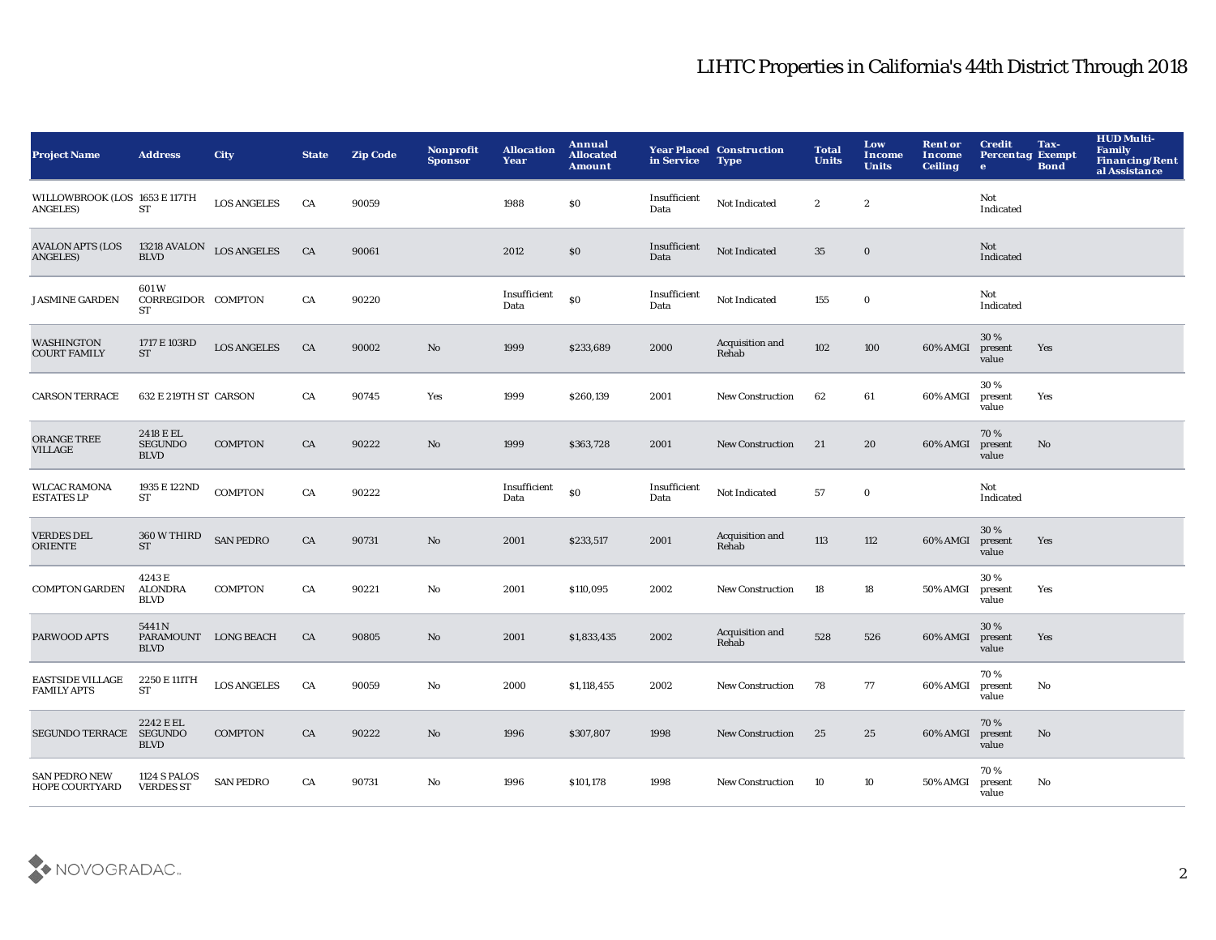# LIHTC Properties in California's 44th District Through 2018

| Project Name | Address | City | State | Zip Code | Nonprofit Sponsor | Allocation Year | Annual Allocated Amount | Year Placed in Service | Construction Type | Total Units | Low Income Units | Rent or Income Ceiling | Credit Percentage | Tax-Exempt Bond | HUD Multi-Family Financing/Rental Assistance |
|---|---|---|---|---|---|---|---|---|---|---|---|---|---|---|---|
| WILLOWBROOK (LOS ANGELES) | 1653 E 117TH ST | LOS ANGELES | CA | 90059 | | 1988 | $0 | Insufficient Data | Not Indicated | 2 | 2 | | Not Indicated | | |
| AVALON APTS (LOS ANGELES) | 13218 AVALON BLVD | LOS ANGELES | CA | 90061 | | 2012 | $0 | Insufficient Data | Not Indicated | 35 | 0 | | Not Indicated | | |
| JASMINE GARDEN | 601 W CORREGIDOR ST | COMPTON | CA | 90220 | | Insufficient Data | $0 | Insufficient Data | Not Indicated | 155 | 0 | | Not Indicated | | |
| WASHINGTON COURT FAMILY | 1717 E 103RD ST | LOS ANGELES | CA | 90002 | No | 1999 | $233,689 | 2000 | Acquisition and Rehab | 102 | 100 | 60% AMGI | 30 % present value | Yes | |
| CARSON TERRACE | 632 E 219TH ST | CARSON | CA | 90745 | Yes | 1999 | $260,139 | 2001 | New Construction | 62 | 61 | 60% AMGI | 30 % present value | Yes | |
| ORANGE TREE VILLAGE | 2418 E EL SEGUNDO BLVD | COMPTON | CA | 90222 | No | 1999 | $363,728 | 2001 | New Construction | 21 | 20 | 60% AMGI | 70 % present value | No | |
| WLCAC RAMONA ESTATES LP | 1935 E 122ND ST | COMPTON | CA | 90222 | | Insufficient Data | $0 | Insufficient Data | Not Indicated | 57 | 0 | | Not Indicated | | |
| VERDES DEL ORIENTE | 360 W THIRD ST | SAN PEDRO | CA | 90731 | No | 2001 | $233,517 | 2001 | Acquisition and Rehab | 113 | 112 | 60% AMGI | 30 % present value | Yes | |
| COMPTON GARDEN | 4243 E ALONDRA BLVD | COMPTON | CA | 90221 | No | 2001 | $110,095 | 2002 | New Construction | 18 | 18 | 50% AMGI | 30 % present value | Yes | |
| PARWOOD APTS | 5441 N PARAMOUNT BLVD | LONG BEACH | CA | 90805 | No | 2001 | $1,833,435 | 2002 | Acquisition and Rehab | 528 | 526 | 60% AMGI | 30 % present value | Yes | |
| EASTSIDE VILLAGE FAMILY APTS | 2250 E 111TH ST | LOS ANGELES | CA | 90059 | No | 2000 | $1,118,455 | 2002 | New Construction | 78 | 77 | 60% AMGI | 70 % present value | No | |
| SEGUNDO TERRACE | 2242 E EL SEGUNDO BLVD | COMPTON | CA | 90222 | No | 1996 | $307,807 | 1998 | New Construction | 25 | 25 | 60% AMGI | 70 % present value | No | |
| SAN PEDRO NEW HOPE COURTYARD | 1124 S PALOS VERDES ST | SAN PEDRO | CA | 90731 | No | 1996 | $101,178 | 1998 | New Construction | 10 | 10 | 50% AMGI | 70 % present value | No | |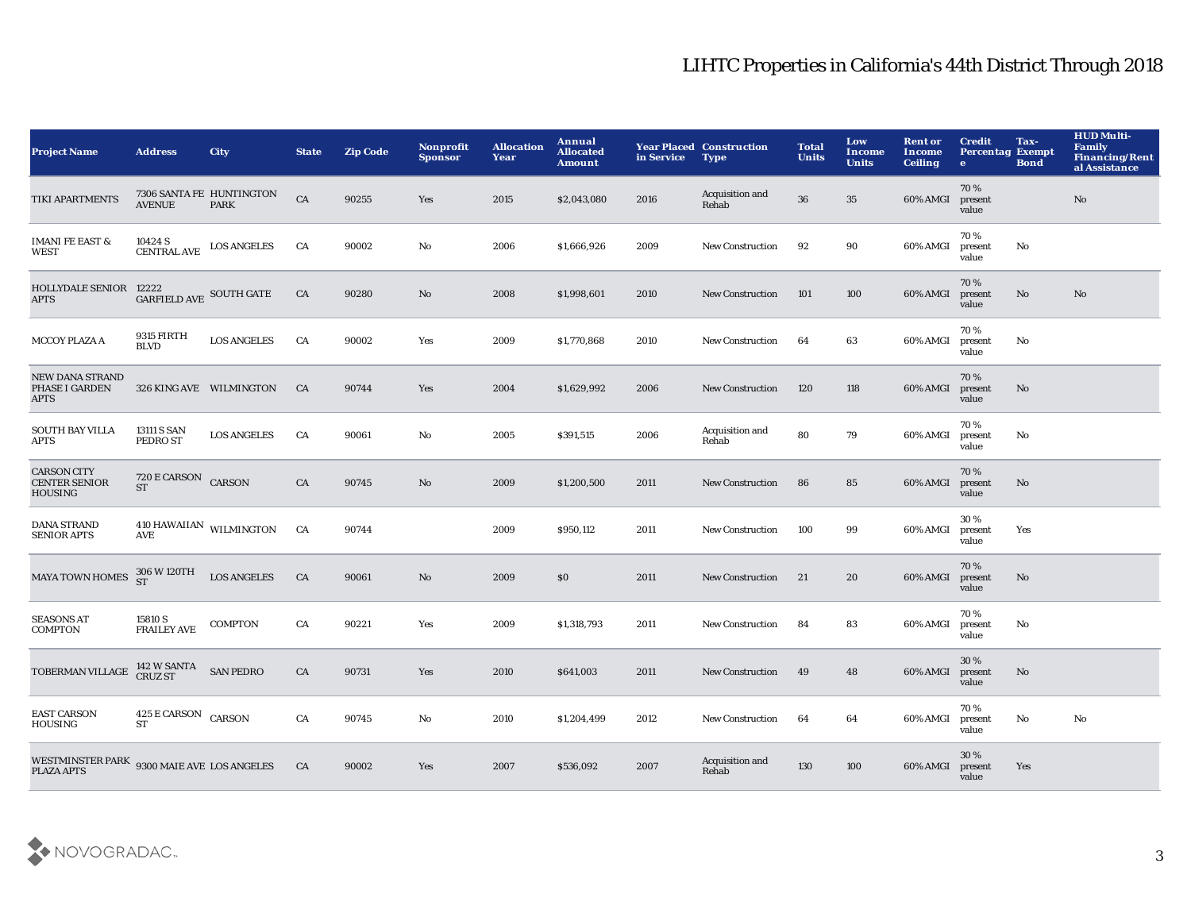# LIHTC Properties in California's 44th District Through 2018

| Project Name | Address | City | State | Zip Code | Nonprofit Sponsor | Allocation Year | Annual Allocated Amount | Year Placed in Service | Construction Type | Total Units | Low Income Units | Rent or Income Ceiling | Credit Percentage | Tax-Exempt Bond | HUD Multi-Family Financing/Rental Assistance |
|---|---|---|---|---|---|---|---|---|---|---|---|---|---|---|---|
| TIKI APARTMENTS | 7306 SANTA FE AVENUE | HUNTINGTON PARK | CA | 90255 | Yes | 2015 | $2,043,080 | 2016 | Acquisition and Rehab | 36 | 35 | 60% AMGI | 70 % present value | | No |
| IMANI FE EAST & WEST | 10424 S CENTRAL AVE | LOS ANGELES | CA | 90002 | No | 2006 | $1,666,926 | 2009 | New Construction | 92 | 90 | 60% AMGI | 70 % present value | No | |
| HOLLYDALE SENIOR APTS | 12222 GARFIELD AVE | SOUTH GATE | CA | 90280 | No | 2008 | $1,998,601 | 2010 | New Construction | 101 | 100 | 60% AMGI | 70 % present value | No | No |
| MCCOY PLAZA A | 9315 FIRTH BLVD | LOS ANGELES | CA | 90002 | Yes | 2009 | $1,770,868 | 2010 | New Construction | 64 | 63 | 60% AMGI | 70 % present value | No | |
| NEW DANA STRAND PHASE I GARDEN APTS | 326 KING AVE | WILMINGTON | CA | 90744 | Yes | 2004 | $1,629,992 | 2006 | New Construction | 120 | 118 | 60% AMGI | 70 % present value | No | |
| SOUTH BAY VILLA APTS | 13111 S SAN PEDRO ST | LOS ANGELES | CA | 90061 | No | 2005 | $391,515 | 2006 | Acquisition and Rehab | 80 | 79 | 60% AMGI | 70 % present value | No | |
| CARSON CITY CENTER SENIOR HOUSING | 720 E CARSON ST | CARSON | CA | 90745 | No | 2009 | $1,200,500 | 2011 | New Construction | 86 | 85 | 60% AMGI | 70 % present value | No | |
| DANA STRAND SENIOR APTS | 410 HAWAIIAN AVE | WILMINGTON | CA | 90744 | | 2009 | $950,112 | 2011 | New Construction | 100 | 99 | 60% AMGI | 30 % present value | Yes | |
| MAYA TOWN HOMES | 306 W 120TH ST | LOS ANGELES | CA | 90061 | No | 2009 | $0 | 2011 | New Construction | 21 | 20 | 60% AMGI | 70 % present value | No | |
| SEASONS AT COMPTON | 15810 S FRAILEY AVE | COMPTON | CA | 90221 | Yes | 2009 | $1,318,793 | 2011 | New Construction | 84 | 83 | 60% AMGI | 70 % present value | No | |
| TOBERMAN VILLAGE | 142 W SANTA CRUZ ST | SAN PEDRO | CA | 90731 | Yes | 2010 | $641,003 | 2011 | New Construction | 49 | 48 | 60% AMGI | 30 % present value | No | |
| EAST CARSON HOUSING | 425 E CARSON ST | CARSON | CA | 90745 | No | 2010 | $1,204,499 | 2012 | New Construction | 64 | 64 | 60% AMGI | 70 % present value | No | No |
| WESTMINSTER PARK PLAZA APTS | 9300 MAIE AVE | LOS ANGELES | CA | 90002 | Yes | 2007 | $536,092 | 2007 | Acquisition and Rehab | 130 | 100 | 60% AMGI | 30 % present value | Yes | |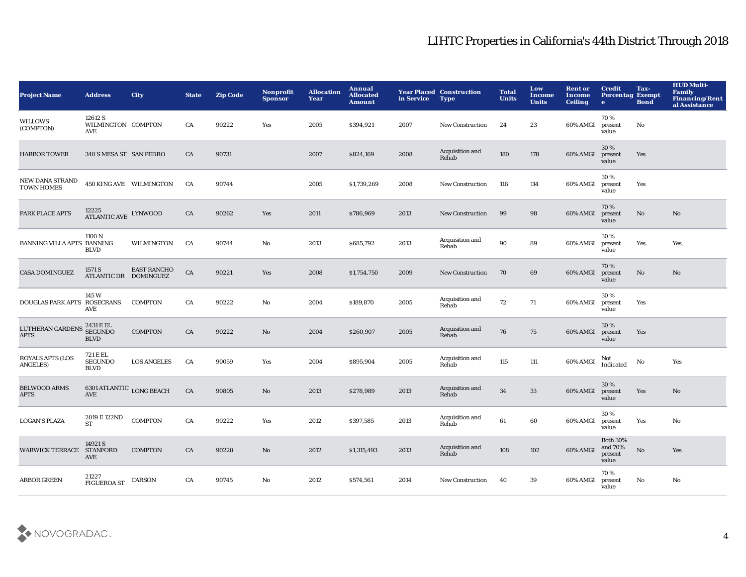# LIHTC Properties in California's 44th District Through 2018

| Project Name | Address | City | State | Zip Code | Nonprofit Sponsor | Allocation Year | Annual Allocated Amount | Year Placed in Service | Construction Type | Total Units | Low Income Units | Rent or Income Ceiling | Credit Percentage | Tax-Exempt Bond | HUD Multi-Family Financing/Rental Assistance |
|---|---|---|---|---|---|---|---|---|---|---|---|---|---|---|---|
| WILLOWS (COMPTON) | 12612 S WILMINGTON AVE | COMPTON | CA | 90222 | Yes | 2005 | $394,921 | 2007 | New Construction | 24 | 23 | 60% AMGI | 70 % present value | No | |
| HARBOR TOWER | 340 S MESA ST | SAN PEDRO | CA | 90731 | | 2007 | $824,169 | 2008 | Acquisition and Rehab | 180 | 178 | 60% AMGI | 30 % present value | Yes | |
| NEW DANA STRAND TOWN HOMES | 450 KING AVE | WILMINGTON | CA | 90744 | | 2005 | $1,739,269 | 2008 | New Construction | 116 | 114 | 60% AMGI | 30 % present value | Yes | |
| PARK PLACE APTS | 12225 ATLANTIC AVE | LYNWOOD | CA | 90262 | Yes | 2011 | $786,969 | 2013 | New Construction | 99 | 98 | 60% AMGI | 70 % present value | No | No |
| BANNING VILLA APTS | 1100 N BANNING BLVD | WILMINGTON | CA | 90744 | No | 2013 | $685,792 | 2013 | Acquisition and Rehab | 90 | 89 | 60% AMGI | 30 % present value | Yes | Yes |
| CASA DOMINGUEZ | 1571 S ATLANTIC DR | EAST RANCHO DOMINGUEZ | CA | 90221 | Yes | 2008 | $1,754,750 | 2009 | New Construction | 70 | 69 | 60% AMGI | 70 % present value | No | No |
| DOUGLAS PARK APTS | 145 W ROSECRANS AVE | COMPTON | CA | 90222 | No | 2004 | $189,870 | 2005 | Acquisition and Rehab | 72 | 71 | 60% AMGI | 30 % present value | Yes | |
| LUTHERAN GARDENS APTS | 2431 E EL SEGUNDO BLVD | COMPTON | CA | 90222 | No | 2004 | $260,907 | 2005 | Acquisition and Rehab | 76 | 75 | 60% AMGI | 30 % present value | Yes | |
| ROYALS APTS (LOS ANGELES) | 721 E EL SEGUNDO BLVD | LOS ANGELES | CA | 90059 | Yes | 2004 | $895,904 | 2005 | Acquisition and Rehab | 115 | 111 | 60% AMGI | Not Indicated | No | Yes |
| BELWOOD ARMS APTS | 6301 ATLANTIC AVE | LONG BEACH | CA | 90805 | No | 2013 | $278,989 | 2013 | Acquisition and Rehab | 34 | 33 | 60% AMGI | 30 % present value | Yes | No |
| LOGAN'S PLAZA | 2019 E 122ND ST | COMPTON | CA | 90222 | Yes | 2012 | $397,585 | 2013 | Acquisition and Rehab | 61 | 60 | 60% AMGI | 30 % present value | Yes | No |
| WARWICK TERRACE | 14921 S STANFORD AVE | COMPTON | CA | 90220 | No | 2012 | $1,315,493 | 2013 | Acquisition and Rehab | 108 | 102 | 60% AMGI | Both 30% and 70% present value | No | Yes |
| ARBOR GREEN | 21227 FIGUEROA ST | CARSON | CA | 90745 | No | 2012 | $574,561 | 2014 | New Construction | 40 | 39 | 60% AMGI | 70 % present value | No | No |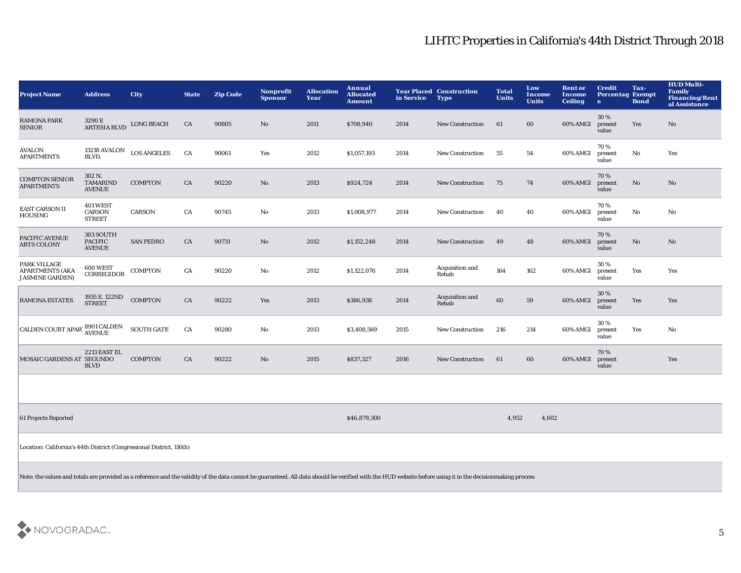# LIHTC Properties in California's 44th District Through 2018

| Project Name | Address | City | State | Zip Code | Nonprofit Sponsor | Allocation Year | Annual Allocated Amount | Year Placed in Service | Construction Type | Total Units | Low Income Units | Rent or Income Ceiling | Credit Percentage | Tax-Exempt Bond | HUD Multi-Family Financing/Rental Assistance |
|---|---|---|---|---|---|---|---|---|---|---|---|---|---|---|---|
| RAMONA PARK SENIOR | 3290 E ARTESIA BLVD | LONG BEACH | CA | 90805 | No | 2011 | $708,940 | 2014 | New Construction | 61 | 60 | 60% AMGI | 30 % present value | Yes | No |
| AVALON APARTMENTS | 13218 AVALON BLVD. | LOS ANGELES | CA | 90061 | Yes | 2012 | $1,057,193 | 2014 | New Construction | 55 | 54 | 60% AMGI | 70 % present value | No | Yes |
| COMPTON SENIOR APARTMENTS | 302 N. TAMARIND AVENUE | COMPTON | CA | 90220 | No | 2013 | $924,724 | 2014 | New Construction | 75 | 74 | 60% AMGI | 70 % present value | No | No |
| EAST CARSON II HOUSING | 401 WEST CARSON STREET | CARSON | CA | 90745 | No | 2013 | $1,008,977 | 2014 | New Construction | 40 | 40 | 60% AMGI | 70 % present value | No | No |
| PACIFIC AVENUE ARTS COLONY | 303 SOUTH PACIFIC AVENUE | SAN PEDRO | CA | 90731 | No | 2012 | $1,152,248 | 2014 | New Construction | 49 | 48 | 60% AMGI | 70 % present value | No | No |
| PARK VILLAGE APARTMENTS (AKA JASMINE GARDEN) | 600 WEST CORREGIDOR | COMPTON | CA | 90220 | No | 2012 | $1,122,076 | 2014 | Acquisition and Rehab | 164 | 162 | 60% AMGI | 30 % present value | Yes | Yes |
| RAMONA ESTATES | 1935 E. 122ND STREET | COMPTON | CA | 90222 | Yes | 2013 | $386,938 | 2014 | Acquisition and Rehab | 60 | 59 | 60% AMGI | 30 % present value | Yes | Yes |
| CALDEN COURT APAR' | 8901 CALDEN AVENUE | SOUTH GATE | CA | 90280 | No | 2013 | $3,408,569 | 2015 | New Construction | 216 | 214 | 60% AMGI | 30 % present value | Yes | No |
| MOSAIC GARDENS AT | 2213 EAST EL SEGUNDO BLVD | COMPTON | CA | 90222 | No | 2015 | $837,327 | 2016 | New Construction | 61 | 60 | 60% AMGI | 70 % present value | | Yes |
| | | | | | | | | | | | | | | | |
| 61 Projects Reported | | | | | | | $46,879,300 | | | 4,952 | 4,602 | | | | |

Location: California's 44th District (Congressional District, 116th)

Note: the values and totals are provided as a reference and the validity of the data cannot be guaranteed. All data should be verified with the HUD website before using it in the decisionmaking process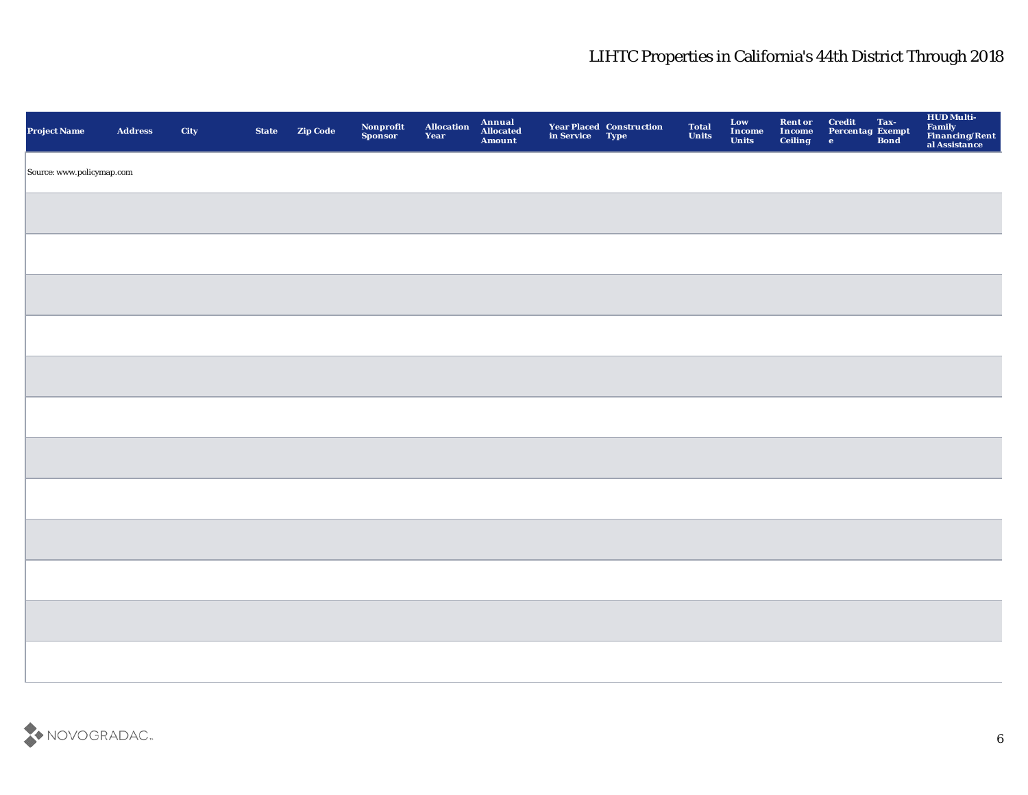# LIHTC Properties in California's 44th District Through 2018

| Project Name | Address | City | State | Zip Code | Nonprofit Sponsor | Allocation Year | Annual Allocated Amount | Year Placed in Service | Construction Type | Total Units | Low Income Units | Rent or Income Ceiling | Credit Percentage | Tax-Exempt Bond | HUD Multi-Family Financing/Rental Assistance |
|---|---|---|---|---|---|---|---|---|---|---|---|---|---|---|---|

Source: www.policymap.com